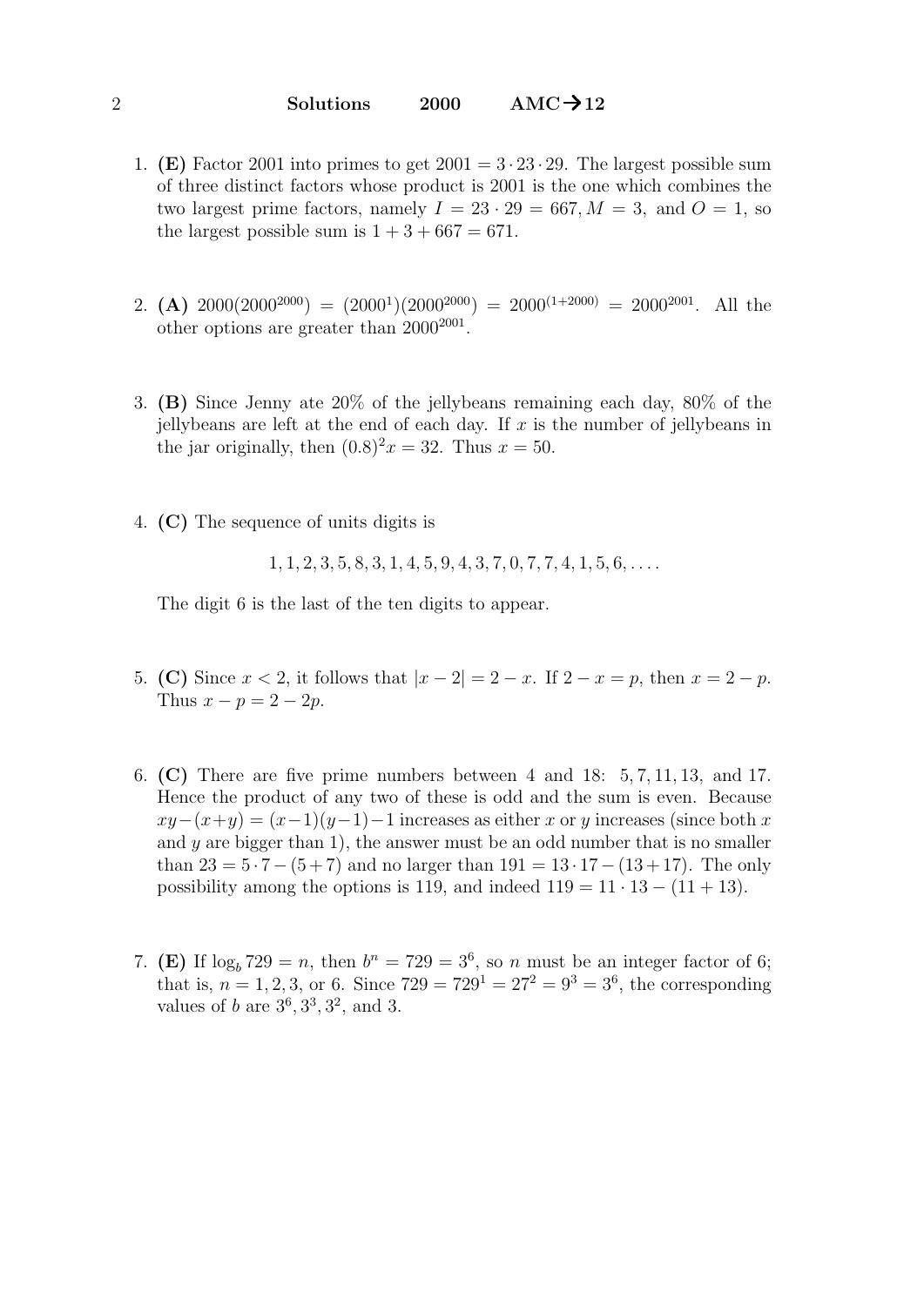1. **(E)** Factor 2001 into primes to get $2001 = 3 \cdot 23 \cdot 29$. The largest possible sum of three distinct factors whose product is 2001 is the one which combines the two largest prime factors, namely $I = 23 \cdot 29 = 667, M = 3,$ and $O = 1$, so the largest possible sum is $1 + 3 + 667 = 671$.

2. **(A)** $2000(2000^{2000}) = (2000^1)(2000^{2000}) = 2000^{(1+2000)} = 2000^{2001}$. All the other options are greater than $2000^{2001}$.

3. **(B)** Since Jenny ate 20% of the jellybeans remaining each day, 80% of the jellybeans are left at the end of each day. If $x$ is the number of jellybeans in the jar originally, then $(0.8)^2 x = 32$. Thus $x = 50$.

4. **(C)** The sequence of units digits is

$$1, 1, 2, 3, 5, 8, 3, 1, 4, 5, 9, 4, 3, 7, 0, 7, 7, 4, 1, 5, 6, \ldots.$$

The digit 6 is the last of the ten digits to appear.

5. **(C)** Since $x < 2$, it follows that $|x - 2| = 2 - x$. If $2 - x = p$, then $x = 2 - p$. Thus $x - p = 2 - 2p$.

6. **(C)** There are five prime numbers between 4 and 18: $5, 7, 11, 13,$ and $17$. Hence the product of any two of these is odd and the sum is even. Because $xy - (x+y) = (x-1)(y-1) - 1$ increases as either $x$ or $y$ increases (since both $x$ and $y$ are bigger than 1), the answer must be an odd number that is no smaller than $23 = 5 \cdot 7 - (5+7)$ and no larger than $191 = 13 \cdot 17 - (13+17)$. The only possibility among the options is 119, and indeed $119 = 11 \cdot 13 - (11 + 13)$.

7. **(E)** If $\log_b 729 = n$, then $b^n = 729 = 3^6$, so $n$ must be an integer factor of 6; that is, $n = 1, 2, 3,$ or $6$. Since $729 = 729^1 = 27^2 = 9^3 = 3^6$, the corresponding values of $b$ are $3^6, 3^3, 3^2,$ and $3$.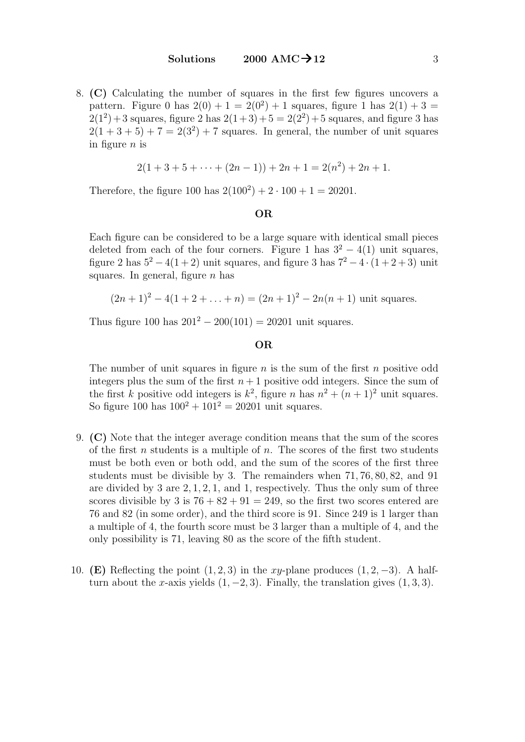8. **(C)** Calculating the number of squares in the first few figures uncovers a pattern. Figure 0 has $2(0) + 1 = 2(0^2) + 1$ squares, figure 1 has $2(1) + 3 = 2(1^2) + 3$ squares, figure 2 has $2(1+3)+5 = 2(2^2)+5$ squares, and figure 3 has $2(1 + 3 + 5) + 7 = 2(3^2) + 7$ squares. In general, the number of unit squares in figure $n$ is

$$2(1 + 3 + 5 + \cdots + (2n - 1)) + 2n + 1 = 2(n^2) + 2n + 1.$$

Therefore, the figure 100 has $2(100^2) + 2 \cdot 100 + 1 = 20201$.

**OR**

Each figure can be considered to be a large square with identical small pieces deleted from each of the four corners. Figure 1 has $3^2 - 4(1)$ unit squares, figure 2 has $5^2 - 4(1+2)$ unit squares, and figure 3 has $7^2 - 4 \cdot (1+2+3)$ unit squares. In general, figure $n$ has

$$(2n + 1)^2 - 4(1 + 2 + \ldots + n) = (2n + 1)^2 - 2n(n + 1) \text{ unit squares.}$$

Thus figure 100 has $201^2 - 200(101) = 20201$ unit squares.

**OR**

The number of unit squares in figure $n$ is the sum of the first $n$ positive odd integers plus the sum of the first $n+1$ positive odd integers. Since the sum of the first $k$ positive odd integers is $k^2$, figure $n$ has $n^2 + (n + 1)^2$ unit squares. So figure 100 has $100^2 + 101^2 = 20201$ unit squares.

9. **(C)** Note that the integer average condition means that the sum of the scores of the first $n$ students is a multiple of $n$. The scores of the first two students must be both even or both odd, and the sum of the scores of the first three students must be divisible by 3. The remainders when $71, 76, 80, 82$, and $91$ are divided by 3 are $2, 1, 2, 1$, and $1$, respectively. Thus the only sum of three scores divisible by 3 is $76 + 82 + 91 = 249$, so the first two scores entered are 76 and 82 (in some order), and the third score is 91. Since 249 is 1 larger than a multiple of 4, the fourth score must be 3 larger than a multiple of 4, and the only possibility is 71, leaving 80 as the score of the fifth student.

10. **(E)** Reflecting the point $(1, 2, 3)$ in the $xy$-plane produces $(1, 2, -3)$. A half-turn about the $x$-axis yields $(1, -2, 3)$. Finally, the translation gives $(1, 3, 3)$.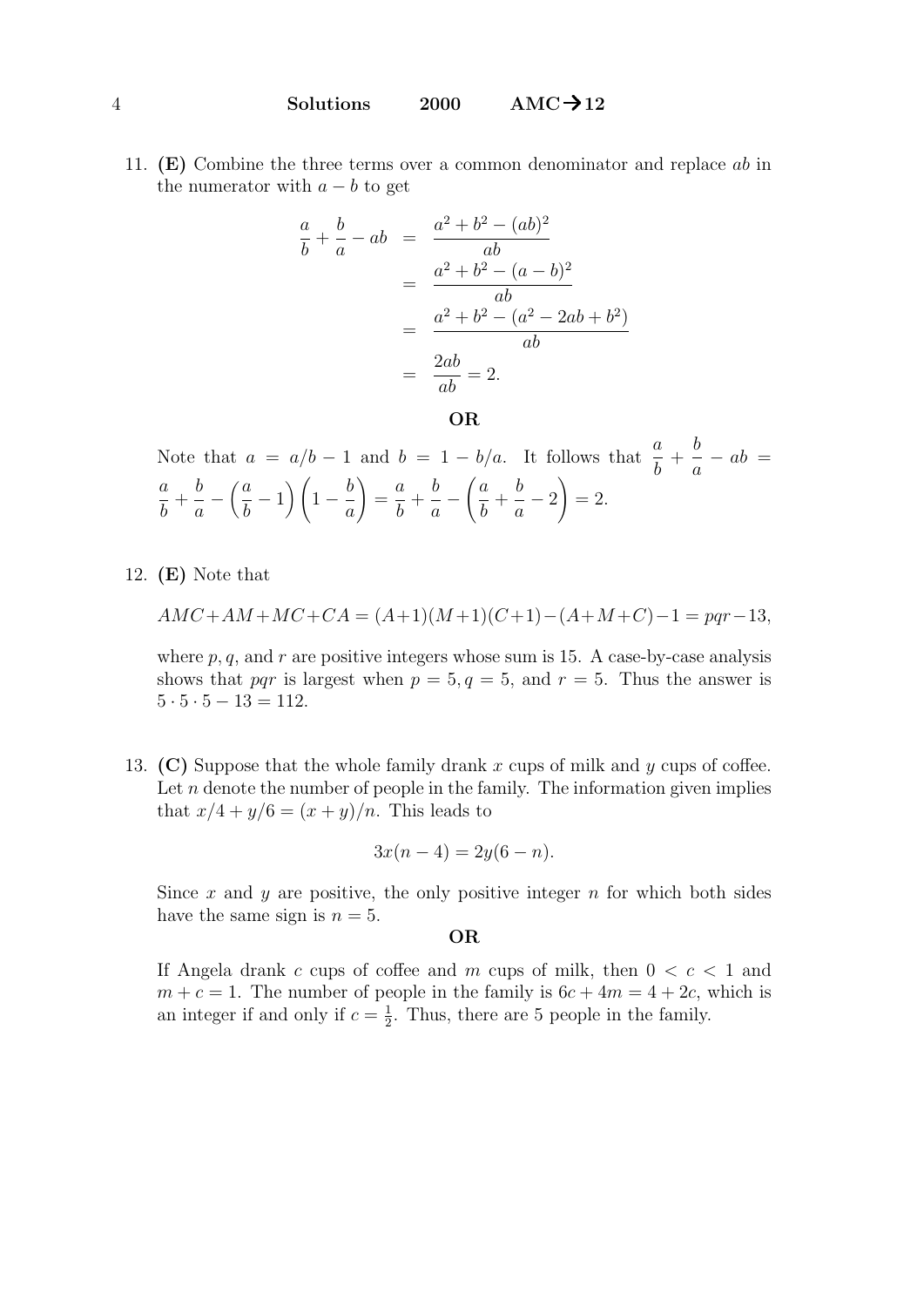11. **(E)** Combine the three terms over a common denominator and replace $ab$ in the numerator with $a - b$ to get

$$\begin{aligned}
\frac{a}{b} + \frac{b}{a} - ab &= \frac{a^2 + b^2 - (ab)^2}{ab} \\
&= \frac{a^2 + b^2 - (a-b)^2}{ab} \\
&= \frac{a^2 + b^2 - (a^2 - 2ab + b^2)}{ab} \\
&= \frac{2ab}{ab} = 2.
\end{aligned}$$

**OR**

Note that $a = a/b - 1$ and $b = 1 - b/a$. It follows that $\dfrac{a}{b} + \dfrac{b}{a} - ab = \dfrac{a}{b} + \dfrac{b}{a} - \left(\dfrac{a}{b} - 1\right)\left(1 - \dfrac{b}{a}\right) = \dfrac{a}{b} + \dfrac{b}{a} - \left(\dfrac{a}{b} + \dfrac{b}{a} - 2\right) = 2.$

12. **(E)** Note that

$$AMC + AM + MC + CA = (A+1)(M+1)(C+1) - (A+M+C) - 1 = pqr - 13,$$

where $p, q$, and $r$ are positive integers whose sum is 15. A case-by-case analysis shows that $pqr$ is largest when $p = 5, q = 5$, and $r = 5$. Thus the answer is $5 \cdot 5 \cdot 5 - 13 = 112$.

13. **(C)** Suppose that the whole family drank $x$ cups of milk and $y$ cups of coffee. Let $n$ denote the number of people in the family. The information given implies that $x/4 + y/6 = (x + y)/n$. This leads to

$$3x(n - 4) = 2y(6 - n).$$

Since $x$ and $y$ are positive, the only positive integer $n$ for which both sides have the same sign is $n = 5$.

**OR**

If Angela drank $c$ cups of coffee and $m$ cups of milk, then $0 < c < 1$ and $m + c = 1$. The number of people in the family is $6c + 4m = 4 + 2c$, which is an integer if and only if $c = \frac{1}{2}$. Thus, there are 5 people in the family.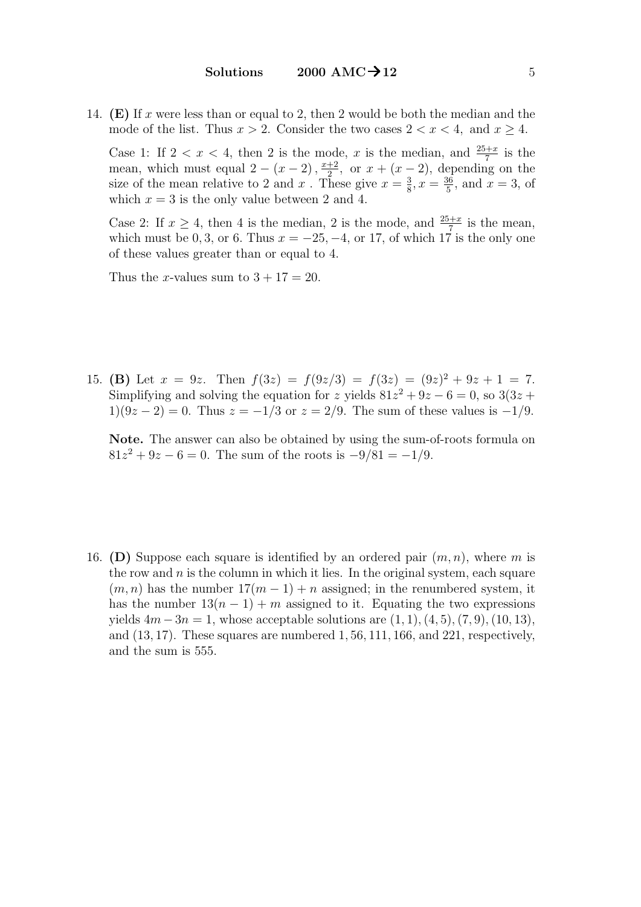14. **(E)** If $x$ were less than or equal to 2, then 2 would be both the median and the mode of the list. Thus $x > 2$. Consider the two cases $2 < x < 4$, and $x \geq 4$.

Case 1: If $2 < x < 4$, then 2 is the mode, $x$ is the median, and $\frac{25+x}{7}$ is the mean, which must equal $2 - (x-2)$, $\frac{x+2}{2}$, or $x + (x-2)$, depending on the size of the mean relative to 2 and $x$. These give $x = \frac{3}{8}$, $x = \frac{36}{5}$, and $x = 3$, of which $x = 3$ is the only value between 2 and 4.

Case 2: If $x \geq 4$, then 4 is the median, 2 is the mode, and $\frac{25+x}{7}$ is the mean, which must be $0, 3$, or 6. Thus $x = -25, -4$, or 17, of which 17 is the only one of these values greater than or equal to 4.

Thus the $x$-values sum to $3 + 17 = 20$.

15. **(B)** Let $x = 9z$. Then $f(3z) = f(9z/3) = f(3z) = (9z)^2 + 9z + 1 = 7$. Simplifying and solving the equation for $z$ yields $81z^2 + 9z - 6 = 0$, so $3(3z+1)(9z-2) = 0$. Thus $z = -1/3$ or $z = 2/9$. The sum of these values is $-1/9$.

**Note.** The answer can also be obtained by using the sum-of-roots formula on $81z^2 + 9z - 6 = 0$. The sum of the roots is $-9/81 = -1/9$.

16. **(D)** Suppose each square is identified by an ordered pair $(m, n)$, where $m$ is the row and $n$ is the column in which it lies. In the original system, each square $(m, n)$ has the number $17(m-1) + n$ assigned; in the renumbered system, it has the number $13(n-1) + m$ assigned to it. Equating the two expressions yields $4m - 3n = 1$, whose acceptable solutions are $(1, 1), (4, 5), (7, 9), (10, 13)$, and $(13, 17)$. These squares are numbered $1, 56, 111, 166$, and 221, respectively, and the sum is 555.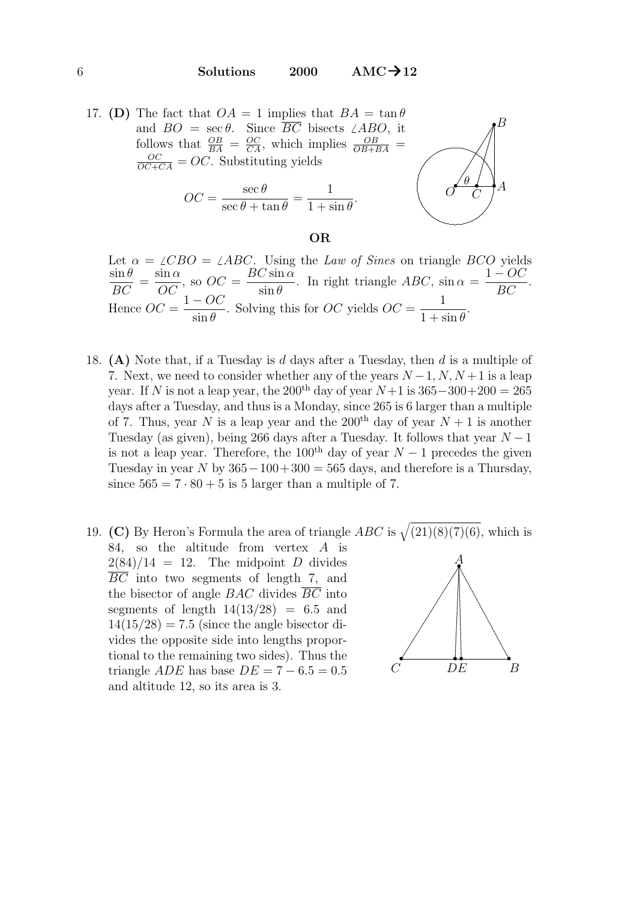17. **(D)** The fact that $OA = 1$ implies that $BA = \tan\theta$ and $BO = \sec\theta$. Since $\overline{BC}$ bisects $\angle ABO$, it follows that $\frac{OB}{BA} = \frac{OC}{CA}$, which implies $\frac{OB}{OB+BA} = \frac{OC}{OC+CA} = OC$. Substituting yields

$$OC = \frac{\sec\theta}{\sec\theta + \tan\theta} = \frac{1}{1+\sin\theta}.$$

**OR**

Let $\alpha = \angle CBO = \angle ABC$. Using the *Law of Sines* on triangle $BCO$ yields $\frac{\sin\theta}{BC} = \frac{\sin\alpha}{OC}$, so $OC = \frac{BC\sin\alpha}{\sin\theta}$. In right triangle $ABC$, $\sin\alpha = \frac{1-OC}{BC}$. Hence $OC = \frac{1-OC}{\sin\theta}$. Solving this for $OC$ yields $OC = \frac{1}{1+\sin\theta}$.

18. **(A)** Note that, if a Tuesday is $d$ days after a Tuesday, then $d$ is a multiple of 7. Next, we need to consider whether any of the years $N-1, N, N+1$ is a leap year. If $N$ is not a leap year, the $200^{\text{th}}$ day of year $N+1$ is $365-300+200 = 265$ days after a Tuesday, and thus is a Monday, since 265 is 6 larger than a multiple of 7. Thus, year $N$ is a leap year and the $200^{\text{th}}$ day of year $N+1$ is another Tuesday (as given), being 266 days after a Tuesday. It follows that year $N-1$ is not a leap year. Therefore, the $100^{\text{th}}$ day of year $N-1$ precedes the given Tuesday in year $N$ by $365-100+300 = 565$ days, and therefore is a Thursday, since $565 = 7\cdot 80 + 5$ is 5 larger than a multiple of 7.

19. **(C)** By Heron's Formula the area of triangle $ABC$ is $\sqrt{(21)(8)(7)(6)}$, which is 84, so the altitude from vertex $A$ is $2(84)/14 = 12$. The midpoint $D$ divides $\overline{BC}$ into two segments of length 7, and the bisector of angle $BAC$ divides $\overline{BC}$ into segments of length $14(13/28) = 6.5$ and $14(15/28) = 7.5$ (since the angle bisector divides the opposite side into lengths proportional to the remaining two sides). Thus the triangle $ADE$ has base $DE = 7 - 6.5 = 0.5$ and altitude 12, so its area is 3.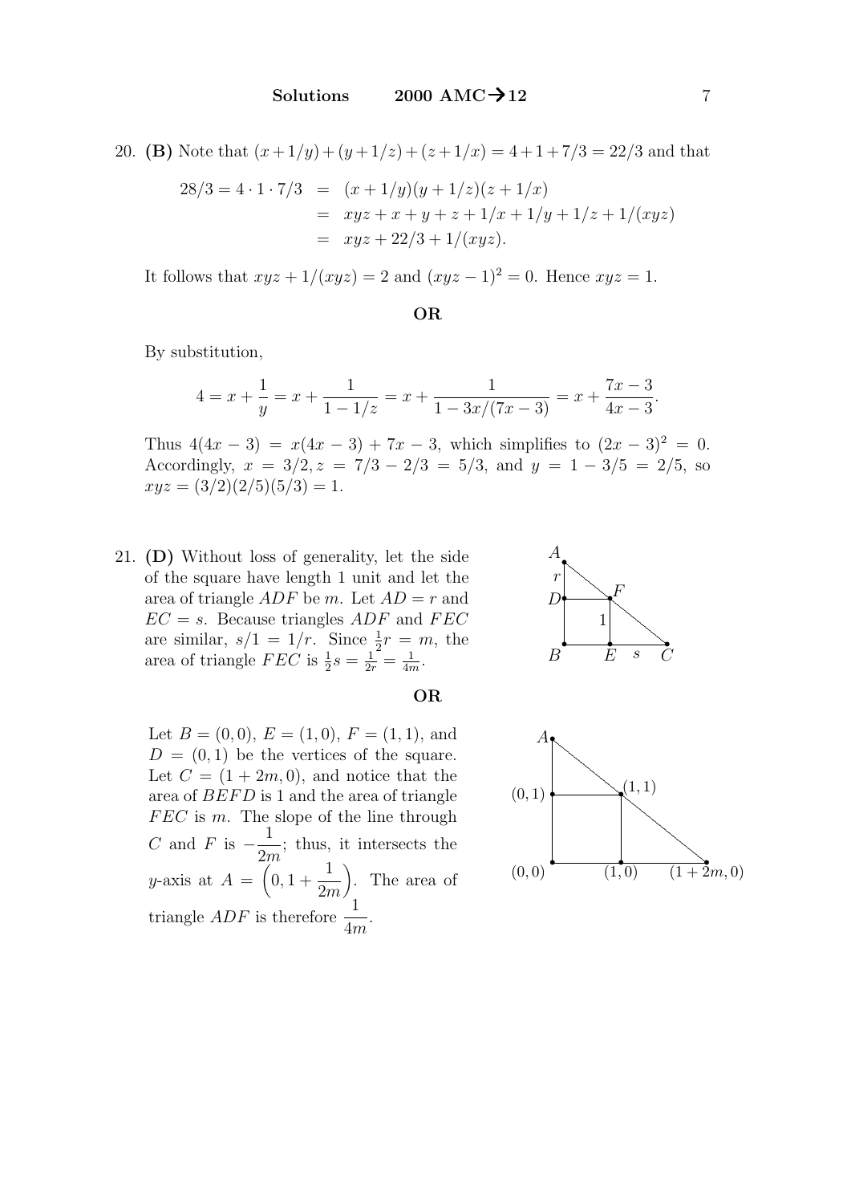20. **(B)** Note that $(x+1/y)+(y+1/z)+(z+1/x) = 4+1+7/3 = 22/3$ and that

$$\begin{aligned} 28/3 = 4 \cdot 1 \cdot 7/3 &= (x+1/y)(y+1/z)(z+1/x) \\ &= xyz + x + y + z + 1/x + 1/y + 1/z + 1/(xyz) \\ &= xyz + 22/3 + 1/(xyz). \end{aligned}$$

It follows that $xyz + 1/(xyz) = 2$ and $(xyz-1)^2 = 0$. Hence $xyz = 1$.

**OR**

By substitution,

$$4 = x + \frac{1}{y} = x + \frac{1}{1-1/z} = x + \frac{1}{1-3x/(7x-3)} = x + \frac{7x-3}{4x-3}.$$

Thus $4(4x-3) = x(4x-3) + 7x - 3$, which simplifies to $(2x-3)^2 = 0$. Accordingly, $x = 3/2, z = 7/3 - 2/3 = 5/3$, and $y = 1 - 3/5 = 2/5$, so $xyz = (3/2)(2/5)(5/3) = 1$.

21. **(D)** Without loss of generality, let the side of the square have length 1 unit and let the area of triangle $ADF$ be $m$. Let $AD = r$ and $EC = s$. Because triangles $ADF$ and $FEC$ are similar, $s/1 = 1/r$. Since $\frac{1}{2}r = m$, the area of triangle $FEC$ is $\frac{1}{2}s = \frac{1}{2r} = \frac{1}{4m}$.

**OR**

Let $B = (0,0)$, $E = (1,0)$, $F = (1,1)$, and $D = (0,1)$ be the vertices of the square. Let $C = (1+2m, 0)$, and notice that the area of $BEFD$ is 1 and the area of triangle $FEC$ is $m$. The slope of the line through $C$ and $F$ is $-\dfrac{1}{2m}$; thus, it intersects the $y$-axis at $A = \left(0, 1 + \dfrac{1}{2m}\right)$. The area of triangle $ADF$ is therefore $\dfrac{1}{4m}$.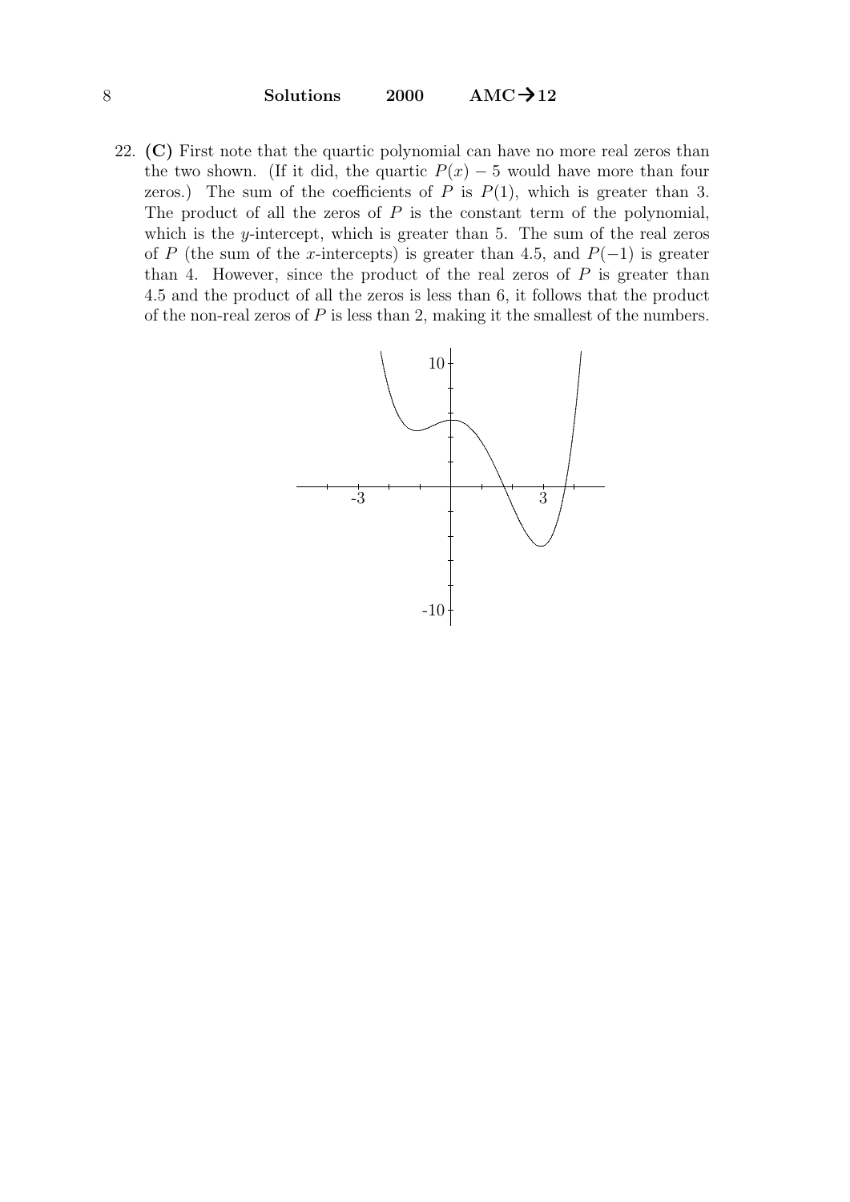22. **(C)** First note that the quartic polynomial can have no more real zeros than the two shown. (If it did, the quartic $P(x) - 5$ would have more than four zeros.) The sum of the coefficients of $P$ is $P(1)$, which is greater than 3. The product of all the zeros of $P$ is the constant term of the polynomial, which is the $y$-intercept, which is greater than 5. The sum of the real zeros of $P$ (the sum of the $x$-intercepts) is greater than 4.5, and $P(-1)$ is greater than 4. However, since the product of the real zeros of $P$ is greater than 4.5 and the product of all the zeros is less than 6, it follows that the product of the non-real zeros of $P$ is less than 2, making it the smallest of the numbers.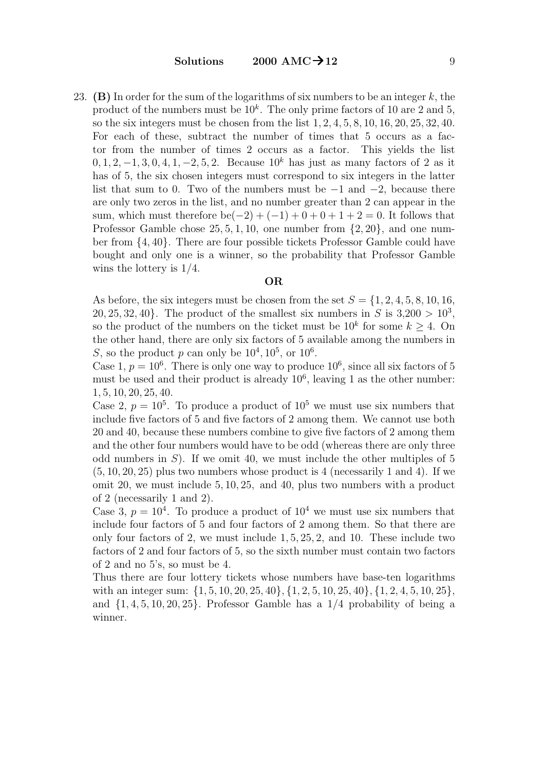23. **(B)** In order for the sum of the logarithms of six numbers to be an integer $k$, the product of the numbers must be $10^k$. The only prime factors of 10 are 2 and 5, so the six integers must be chosen from the list $1, 2, 4, 5, 8, 10, 16, 20, 25, 32, 40$. For each of these, subtract the number of times that 5 occurs as a factor from the number of times 2 occurs as a factor. This yields the list $0, 1, 2, -1, 3, 0, 4, 1, -2, 5, 2$. Because $10^k$ has just as many factors of 2 as it has of 5, the six chosen integers must correspond to six integers in the latter list that sum to 0. Two of the numbers must be $-1$ and $-2$, because there are only two zeros in the list, and no number greater than 2 can appear in the sum, which must therefore be$(-2) + (-1) + 0 + 0 + 1 + 2 = 0$. It follows that Professor Gamble chose $25, 5, 1, 10$, one number from $\{2, 20\}$, and one number from $\{4, 40\}$. There are four possible tickets Professor Gamble could have bought and only one is a winner, so the probability that Professor Gamble wins the lottery is $1/4$.

**OR**

As before, the six integers must be chosen from the set $S = \{1, 2, 4, 5, 8, 10, 16, 20, 25, 32, 40\}$. The product of the smallest six numbers in $S$ is $3{,}200 > 10^3$, so the product of the numbers on the ticket must be $10^k$ for some $k \geq 4$. On the other hand, there are only six factors of 5 available among the numbers in $S$, so the product $p$ can only be $10^4, 10^5$, or $10^6$.

Case 1, $p = 10^6$. There is only one way to produce $10^6$, since all six factors of 5 must be used and their product is already $10^6$, leaving 1 as the other number: $1, 5, 10, 20, 25, 40$.

Case 2, $p = 10^5$. To produce a product of $10^5$ we must use six numbers that include five factors of 5 and five factors of 2 among them. We cannot use both 20 and 40, because these numbers combine to give five factors of 2 among them and the other four numbers would have to be odd (whereas there are only three odd numbers in $S$). If we omit 40, we must include the other multiples of 5 $(5, 10, 20, 25)$ plus two numbers whose product is 4 (necessarily 1 and 4). If we omit 20, we must include $5, 10, 25,$ and 40, plus two numbers with a product of 2 (necessarily 1 and 2).

Case 3, $p = 10^4$. To produce a product of $10^4$ we must use six numbers that include four factors of 5 and four factors of 2 among them. So that there are only four factors of 2, we must include $1, 5, 25, 2,$ and 10. These include two factors of 2 and four factors of 5, so the sixth number must contain two factors of 2 and no 5's, so must be 4.

Thus there are four lottery tickets whose numbers have base-ten logarithms with an integer sum: $\{1, 5, 10, 20, 25, 40\}, \{1, 2, 5, 10, 25, 40\}, \{1, 2, 4, 5, 10, 25\}$, and $\{1, 4, 5, 10, 20, 25\}$. Professor Gamble has a $1/4$ probability of being a winner.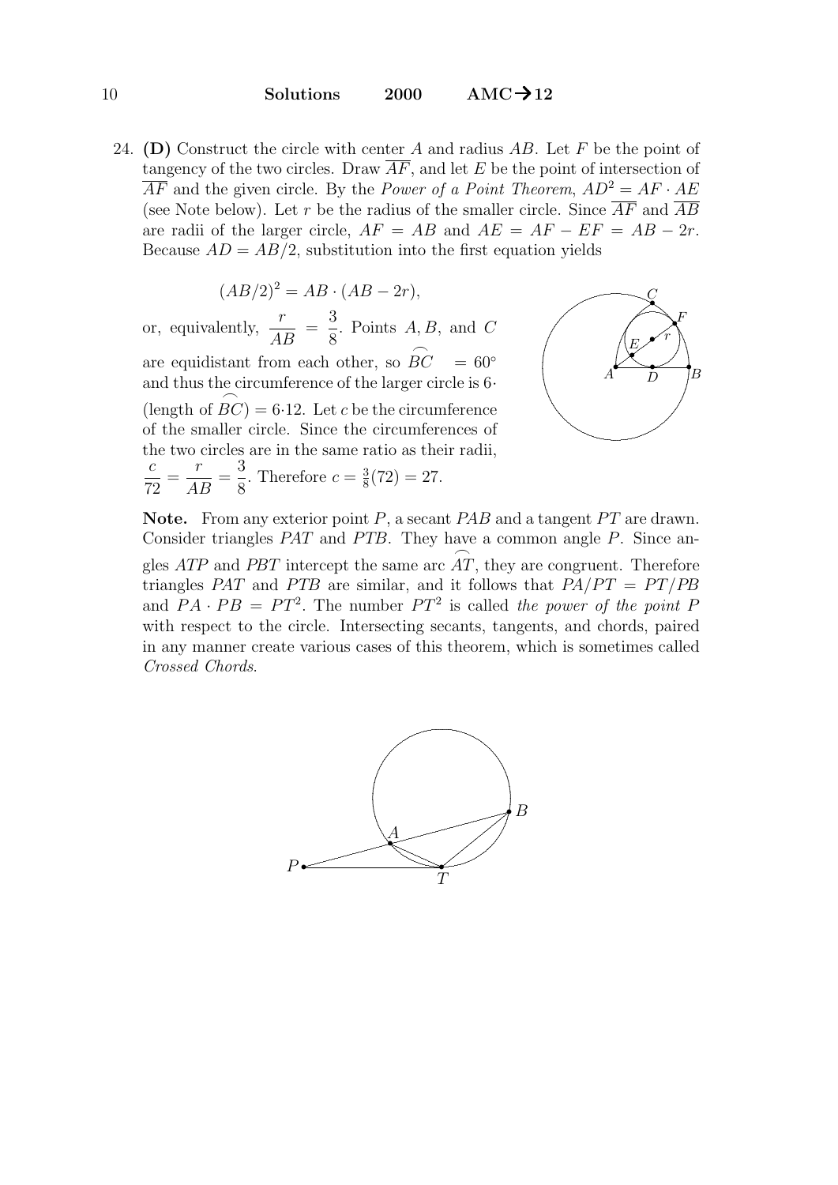24. **(D)** Construct the circle with center $A$ and radius $AB$. Let $F$ be the point of tangency of the two circles. Draw $\overline{AF}$, and let $E$ be the point of intersection of $\overline{AF}$ and the given circle. By the *Power of a Point Theorem*, $AD^2 = AF \cdot AE$ (see Note below). Let $r$ be the radius of the smaller circle. Since $\overline{AF}$ and $\overline{AB}$ are radii of the larger circle, $AF = AB$ and $AE = AF - EF = AB - 2r$. Because $AD = AB/2$, substitution into the first equation yields

$$(AB/2)^2 = AB \cdot (AB - 2r),$$

or, equivalently, $\dfrac{r}{AB} = \dfrac{3}{8}$. Points $A, B,$ and $C$ are equidistant from each other, so $\widehat{BC} = 60^\circ$ and thus the circumference of the larger circle is $6\cdot$ (length of $\widehat{BC}$) $= 6\cdot 12$. Let $c$ be the circumference of the smaller circle. Since the circumferences of the two circles are in the same ratio as their radii, $\dfrac{c}{72} = \dfrac{r}{AB} = \dfrac{3}{8}$. Therefore $c = \frac{3}{8}(72) = 27$.

**Note.** From any exterior point $P$, a secant $PAB$ and a tangent $PT$ are drawn. Consider triangles $PAT$ and $PTB$. They have a common angle $P$. Since angles $ATP$ and $PBT$ intercept the same arc $\widehat{AT}$, they are congruent. Therefore triangles $PAT$ and $PTB$ are similar, and it follows that $PA/PT = PT/PB$ and $PA \cdot PB = PT^2$. The number $PT^2$ is called *the power of the point P* with respect to the circle. Intersecting secants, tangents, and chords, paired in any manner create various cases of this theorem, which is sometimes called *Crossed Chords*.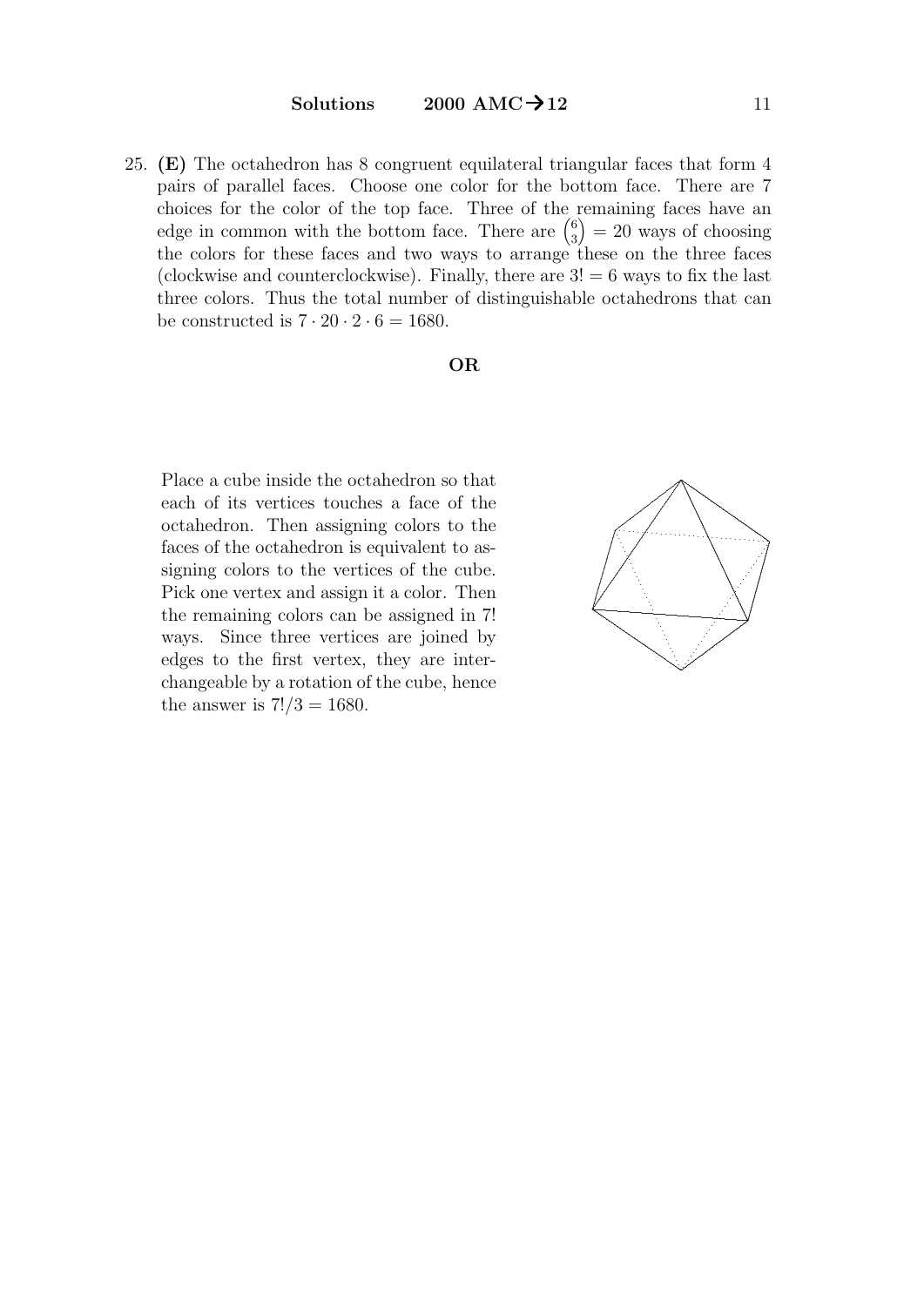25. **(E)** The octahedron has 8 congruent equilateral triangular faces that form 4 pairs of parallel faces. Choose one color for the bottom face. There are 7 choices for the color of the top face. Three of the remaining faces have an edge in common with the bottom face. There are $\binom{6}{3} = 20$ ways of choosing the colors for these faces and two ways to arrange these on the three faces (clockwise and counterclockwise). Finally, there are $3! = 6$ ways to fix the last three colors. Thus the total number of distinguishable octahedrons that can be constructed is $7 \cdot 20 \cdot 2 \cdot 6 = 1680$.

**OR**

Place a cube inside the octahedron so that each of its vertices touches a face of the octahedron. Then assigning colors to the faces of the octahedron is equivalent to assigning colors to the vertices of the cube. Pick one vertex and assign it a color. Then the remaining colors can be assigned in $7!$ ways. Since three vertices are joined by edges to the first vertex, they are interchangeable by a rotation of the cube, hence the answer is $7!/3 = 1680$.